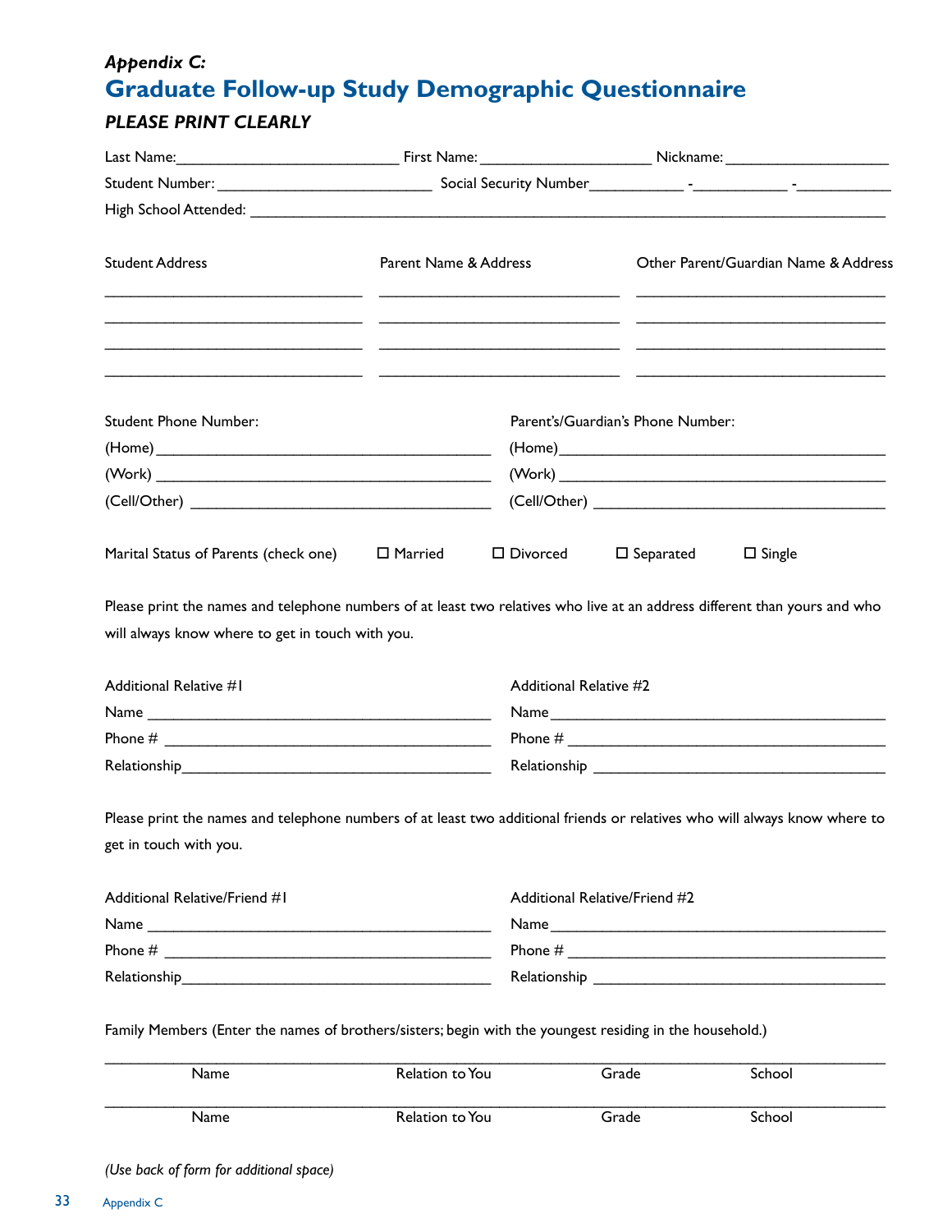*Appendix C:*

# Graduate Follow-up Study Demographic Questionnaire

***PLEASE PRINT CLEARLY***

Last Name:___________________________ First Name: _____________________ Nickname: ____________________

Student Number: __________________________ Social Security Number____________ -____________ -____________

High School Attended: ________________________________________________________________________________

| Student Address | Parent Name & Address | Other Parent/Guardian Name & Address |
|---|---|---|
| ________________________________ | ______________________________ | _______________________________ |
| ________________________________ | ______________________________ | _______________________________ |
| ________________________________ | ______________________________ | _______________________________ |
| ________________________________ | ______________________________ | _______________________________ |

| Student Phone Number: | Parent's/Guardian's Phone Number: |
|---|---|
| (Home) ________________________________ | (Home) ________________________________ |
| (Work) ________________________________ | (Work) ________________________________ |
| (Cell/Other) ____________________________ | (Cell/Other) ____________________________ |

Marital Status of Parents (check one) ☐ Married ☐ Divorced ☐ Separated ☐ Single

Please print the names and telephone numbers of at least two relatives who live at an address different than yours and who will always know where to get in touch with you.

| Additional Relative #1 | Additional Relative #2 |
|---|---|
| Name ________________________________ | Name ________________________________ |
| Phone # ______________________________ | Phone # ______________________________ |
| Relationship___________________________ | Relationship ___________________________ |

Please print the names and telephone numbers of at least two additional friends or relatives who will always know where to get in touch with you.

| Additional Relative/Friend #1 | Additional Relative/Friend #2 |
|---|---|
| Name ________________________________ | Name ________________________________ |
| Phone # ______________________________ | Phone # ______________________________ |
| Relationship___________________________ | Relationship ___________________________ |

Family Members (Enter the names of brothers/sisters; begin with the youngest residing in the household.)

| Name | Relation to You | Grade | School |
|---|---|---|---|
| | | | |
| Name | Relation to You | Grade | School |
| | | | |

*(Use back of form for additional space)*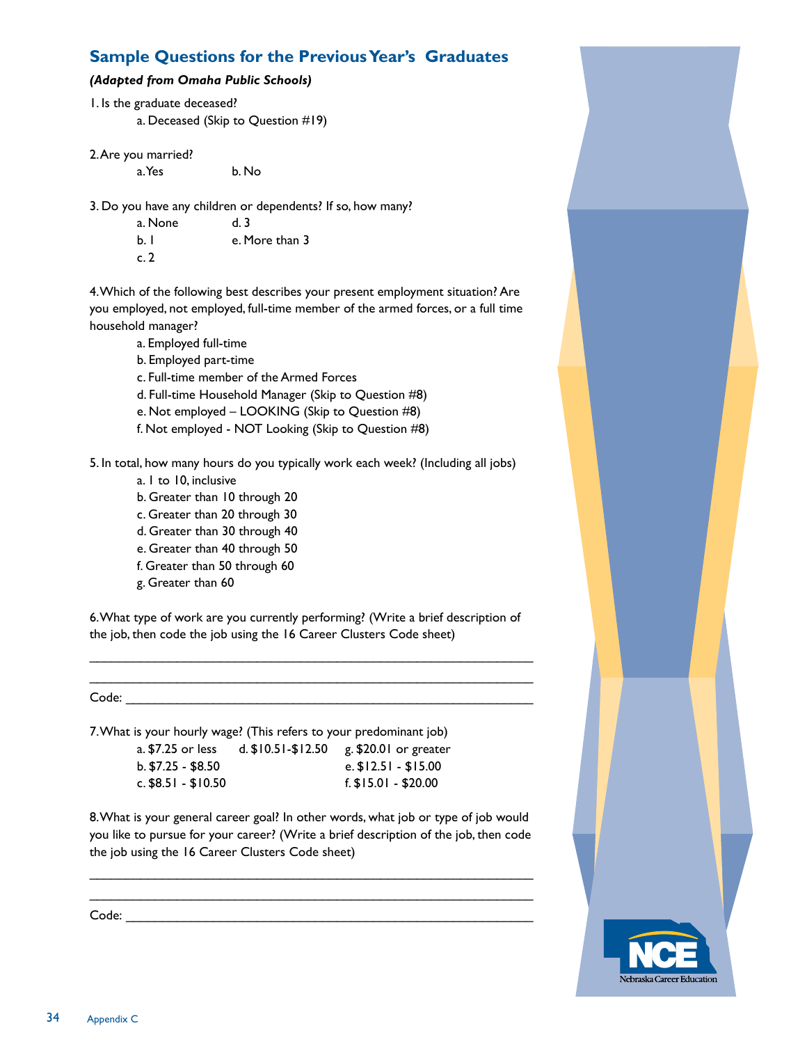## Sample Questions for the Previous Year's Graduates

***(Adapted from Omaha Public Schools)***

1. Is the graduate deceased?
   - a. Deceased (Skip to Question #19)

2. Are you married?
   - a. Yes
   - b. No

3. Do you have any children or dependents? If so, how many?
   - a. None
   - b. 1
   - c. 2
   - d. 3
   - e. More than 3

4. Which of the following best describes your present employment situation? Are you employed, not employed, full-time member of the armed forces, or a full time household manager?
   - a. Employed full-time
   - b. Employed part-time
   - c. Full-time member of the Armed Forces
   - d. Full-time Household Manager (Skip to Question #8)
   - e. Not employed – LOOKING (Skip to Question #8)
   - f. Not employed - NOT Looking (Skip to Question #8)

5. In total, how many hours do you typically work each week? (Including all jobs)
   - a. 1 to 10, inclusive
   - b. Greater than 10 through 20
   - c. Greater than 20 through 30
   - d. Greater than 30 through 40
   - e. Greater than 40 through 50
   - f. Greater than 50 through 60
   - g. Greater than 60

6. What type of work are you currently performing? (Write a brief description of the job, then code the job using the 16 Career Clusters Code sheet)

   ______________________________________________________________

   ______________________________________________________________

   Code: _________________________________________________________

7. What is your hourly wage? (This refers to your predominant job)
   - a. $7.25 or less
   - b. $7.25 - $8.50
   - c. $8.51 - $10.50
   - d. $10.51-$12.50
   - e. $12.51 - $15.00
   - f. $15.01 - $20.00
   - g. $20.01 or greater

8. What is your general career goal? In other words, what job or type of job would you like to pursue for your career? (Write a brief description of the job, then code the job using the 16 Career Clusters Code sheet)

   ______________________________________________________________

   ______________________________________________________________

   Code: _________________________________________________________

NCE Nebraska Career Education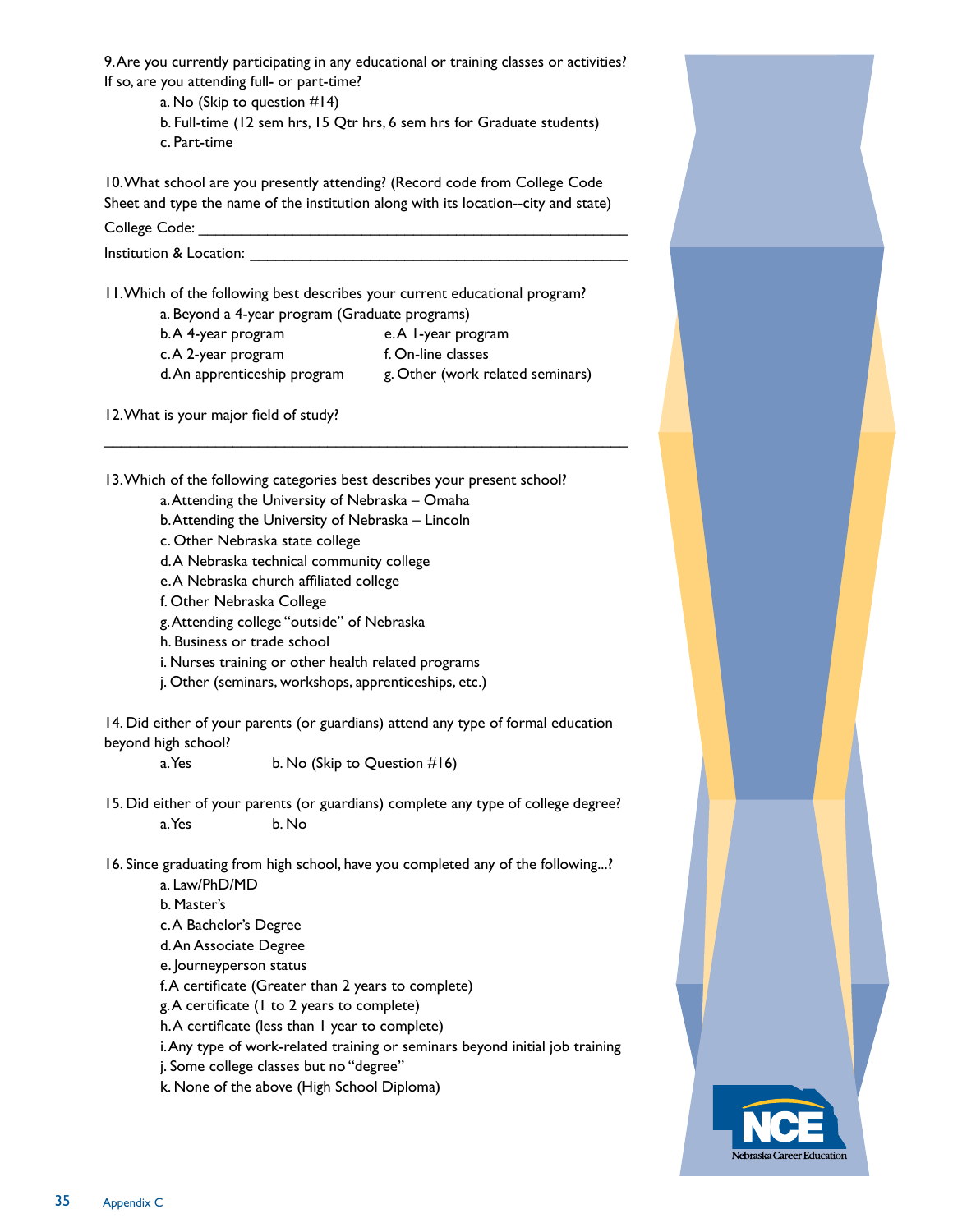9. Are you currently participating in any educational or training classes or activities? If so, are you attending full- or part-time?

a. No (Skip to question #14)
b. Full-time (12 sem hrs, 15 Qtr hrs, 6 sem hrs for Graduate students)
c. Part-time

10. What school are you presently attending? (Record code from College Code Sheet and type the name of the institution along with its location--city and state)

College Code: ___________________________________________________

Institution & Location: ______________________________________________

11. Which of the following best describes your current educational program?

a. Beyond a 4-year program (Graduate programs)
b. A 4-year program
c. A 2-year program
d. An apprenticeship program
e. A 1-year program
f. On-line classes
g. Other (work related seminars)

12. What is your major field of study?

_________________________________________________________________

13. Which of the following categories best describes your present school?

a. Attending the University of Nebraska – Omaha
b. Attending the University of Nebraska – Lincoln
c. Other Nebraska state college
d. A Nebraska technical community college
e. A Nebraska church affiliated college
f. Other Nebraska College
g. Attending college "outside" of Nebraska
h. Business or trade school
i. Nurses training or other health related programs
j. Other (seminars, workshops, apprenticeships, etc.)

14. Did either of your parents (or guardians) attend any type of formal education beyond high school?

a. Yes
b. No (Skip to Question #16)

15. Did either of your parents (or guardians) complete any type of college degree?

a. Yes
b. No

16. Since graduating from high school, have you completed any of the following...?

a. Law/PhD/MD
b. Master's
c. A Bachelor's Degree
d. An Associate Degree
e. Journeyperson status
f. A certificate (Greater than 2 years to complete)
g. A certificate (1 to 2 years to complete)
h. A certificate (less than 1 year to complete)
i. Any type of work-related training or seminars beyond initial job training
j. Some college classes but no "degree"
k. None of the above (High School Diploma)

NCE Nebraska Career Education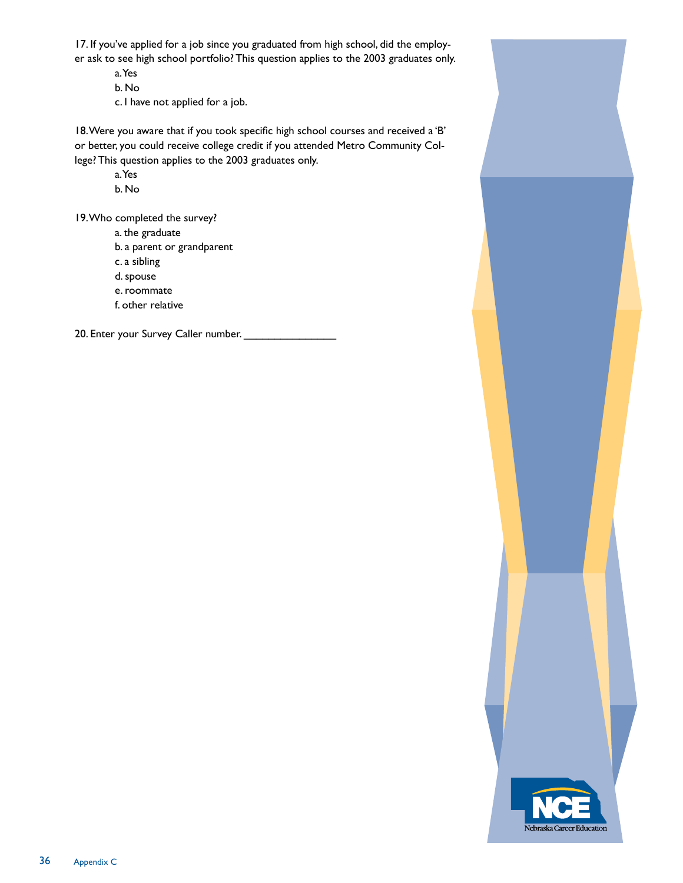17. If you've applied for a job since you graduated from high school, did the employer ask to see high school portfolio? This question applies to the 2003 graduates only.

   a. Yes
   b. No
   c. I have not applied for a job.

18. Were you aware that if you took specific high school courses and received a 'B' or better, you could receive college credit if you attended Metro Community College? This question applies to the 2003 graduates only.

   a. Yes
   b. No

19. Who completed the survey?

   a. the graduate
   b. a parent or grandparent
   c. a sibling
   d. spouse
   e. roommate
   f. other relative

20. Enter your Survey Caller number. ________________

NCE
Nebraska Career Education

Appendix C